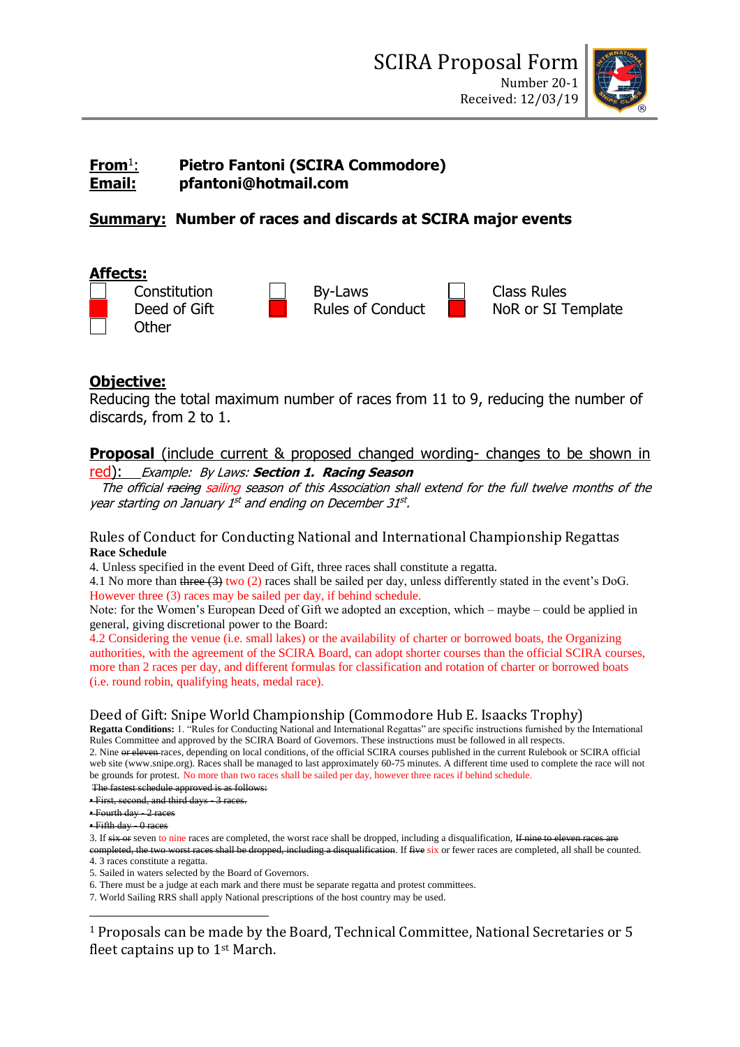# SCIRA Proposal Form

Number 20-1
Received: 12/03/19

**From**[1]: **Pietro Fantoni (SCIRA Commodore)**
**Email:** **pfantoni@hotmail.com**

**Summary:** **Number of races and discards at SCIRA major events**

**Affects:**

- [ ] Constitution
- [ ] By-Laws
- [ ] Class Rules
- [x] Deed of Gift
- [x] Rules of Conduct
- [x] NoR or SI Template
- [ ] Other

**Objective:**

Reducing the total maximum number of races from 11 to 9, reducing the number of discards, from 2 to 1.

**Proposal** (include current & proposed changed wording- changes to be shown in red): *Example: By Laws:* ***Section 1. Racing Season***

*The official ~~racing~~ sailing season of this Association shall extend for the full twelve months of the year starting on January 1st and ending on December 31st.*

## Rules of Conduct for Conducting National and International Championship Regattas

**Race Schedule**

4. Unless specified in the event Deed of Gift, three races shall constitute a regatta.

4.1 No more than ~~three (3)~~ two (2) races shall be sailed per day, unless differently stated in the event's DoG. However three (3) races may be sailed per day, if behind schedule.

Note: for the Women's European Deed of Gift we adopted an exception, which – maybe – could be applied in general, giving discretional power to the Board:

4.2 Considering the venue (i.e. small lakes) or the availability of charter or borrowed boats, the Organizing authorities, with the agreement of the SCIRA Board, can adopt shorter courses than the official SCIRA courses, more than 2 races per day, and different formulas for classification and rotation of charter or borrowed boats (i.e. round robin, qualifying heats, medal race).

## Deed of Gift: Snipe World Championship (Commodore Hub E. Isaacks Trophy)

**Regatta Conditions:** 1. "Rules for Conducting National and International Regattas" are specific instructions furnished by the International Rules Committee and approved by the SCIRA Board of Governors. These instructions must be followed in all respects.

2. Nine ~~or eleven~~ races, depending on local conditions, of the official SCIRA courses published in the current Rulebook or SCIRA official web site (www.snipe.org). Races shall be managed to last approximately 60-75 minutes. A different time used to complete the race will not be grounds for protest. No more than two races shall be sailed per day, however three races if behind schedule.

~~The fastest schedule approved is as follows:~~

- ~~First, second, and third days - 3 races.~~
- ~~Fourth day - 2 races~~
- ~~Fifth day - 0 races~~

3. If ~~six or~~ seven to nine races are completed, the worst race shall be dropped, including a disqualification, ~~If nine to eleven races are completed, the two worst races shall be dropped, including a disqualification~~. If ~~five~~ six or fewer races are completed, all shall be counted.

4. 3 races constitute a regatta.

5. Sailed in waters selected by the Board of Governors.

6. There must be a judge at each mark and there must be separate regatta and protest committees.

7. World Sailing RRS shall apply National prescriptions of the host country may be used.

---

[1] Proposals can be made by the Board, Technical Committee, National Secretaries or 5 fleet captains up to 1st March.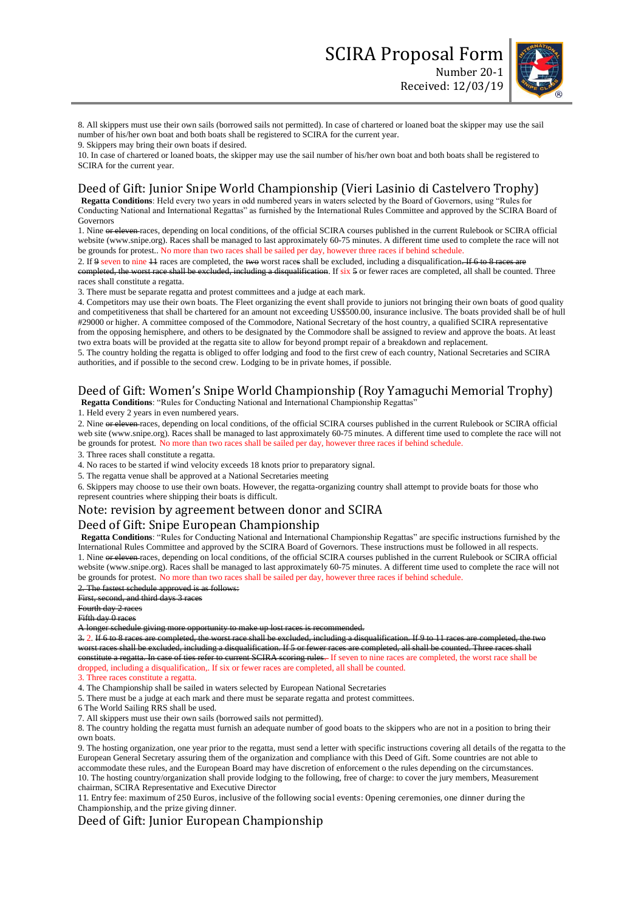8. All skippers must use their own sails (borrowed sails not permitted). In case of chartered or loaned boat the skipper may use the sail number of his/her own boat and both boats shall be registered to SCIRA for the current year.
9. Skippers may bring their own boats if desired.
10. In case of chartered or loaned boats, the skipper may use the sail number of his/her own boat and both boats shall be registered to SCIRA for the current year.

## Deed of Gift: Junior Snipe World Championship (Vieri Lasinio di Castelvero Trophy)

**Regatta Conditions**: Held every two years in odd numbered years in waters selected by the Board of Governors, using "Rules for Conducting National and International Regattas" as furnished by the International Rules Committee and approved by the SCIRA Board of Governors

1. Nine ~~or eleven~~ races, depending on local conditions, of the official SCIRA courses published in the current Rulebook or SCIRA official website (www.snipe.org). Races shall be managed to last approximately 60-75 minutes. A different time used to complete the race will not be grounds for protest.. No more than two races shall be sailed per day, however three races if behind schedule.
2. If ~~9~~ seven to nine ~~11~~ races are completed, the ~~two~~ worst race~~s~~ shall be excluded, including a disqualification~~. If 6 to 8 races are completed, the worst race shall be excluded, including a disqualification~~. If six ~~5~~ or fewer races are completed, all shall be counted. Three races shall constitute a regatta.
3. There must be separate regatta and protest committees and a judge at each mark.
4. Competitors may use their own boats. The Fleet organizing the event shall provide to juniors not bringing their own boats of good quality and competitiveness that shall be chartered for an amount not exceeding US$500.00, insurance inclusive. The boats provided shall be of hull #29000 or higher. A committee composed of the Commodore, National Secretary of the host country, a qualified SCIRA representative from the opposing hemisphere, and others to be designated by the Commodore shall be assigned to review and approve the boats. At least two extra boats will be provided at the regatta site to allow for beyond prompt repair of a breakdown and replacement.
5. The country holding the regatta is obliged to offer lodging and food to the first crew of each country, National Secretaries and SCIRA authorities, and if possible to the second crew. Lodging to be in private homes, if possible.

## Deed of Gift: Women's Snipe World Championship (Roy Yamaguchi Memorial Trophy)

**Regatta Conditions**: "Rules for Conducting National and International Championship Regattas"

1. Held every 2 years in even numbered years.
2. Nine ~~or eleven~~ races, depending on local conditions, of the official SCIRA courses published in the current Rulebook or SCIRA official web site (www.snipe.org). Races shall be managed to last approximately 60-75 minutes. A different time used to complete the race will not be grounds for protest. No more than two races shall be sailed per day, however three races if behind schedule.
3. Three races shall constitute a regatta.
4. No races to be started if wind velocity exceeds 18 knots prior to preparatory signal.
5. The regatta venue shall be approved at a National Secretaries meeting
6. Skippers may choose to use their own boats. However, the regatta-organizing country shall attempt to provide boats for those who represent countries where shipping their boats is difficult.

## Note: revision by agreement between donor and SCIRA

## Deed of Gift: Snipe European Championship

**Regatta Conditions**: "Rules for Conducting National and International Championship Regattas" are specific instructions furnished by the International Rules Committee and approved by the SCIRA Board of Governors. These instructions must be followed in all respects.

1. Nine ~~or eleven~~ races, depending on local conditions, of the official SCIRA courses published in the current Rulebook or SCIRA official website (www.snipe.org). Races shall be managed to last approximately 60-75 minutes. A different time used to complete the race will not be grounds for protest. No more than two races shall be sailed per day, however three races if behind schedule.

~~2. The fastest schedule approved is as follows:~~
~~First, second, and third days 3 races~~
~~Fourth day 2 races~~
~~Fifth day 0 races~~
~~A longer schedule giving more opportunity to make up lost races is recommended.~~

~~3.~~ 2. ~~If 6 to 8 races are completed, the worst race shall be excluded, including a disqualification. If 9 to 11 races are completed, the two worst races shall be excluded, including a disqualification. If 5 or fewer races are completed, all shall be counted. Three races shall constitute a regatta. In case of ties refer to current SCIRA scoring rules.~~ If seven to nine races are completed, the worst race shall be dropped, including a disqualification,. If six or fewer races are completed, all shall be counted.
3. Three races constitute a regatta.
4. The Championship shall be sailed in waters selected by European National Secretaries
5. There must be a judge at each mark and there must be separate regatta and protest committees.
6 The World Sailing RRS shall be used.
7. All skippers must use their own sails (borrowed sails not permitted).
8. The country holding the regatta must furnish an adequate number of good boats to the skippers who are not in a position to bring their own boats.
9. The hosting organization, one year prior to the regatta, must send a letter with specific instructions covering all details of the regatta to the European General Secretary assuring them of the organization and compliance with this Deed of Gift. Some countries are not able to accommodate these rules, and the European Board may have discretion of enforcement o the rules depending on the circumstances.
10. The hosting country/organization shall provide lodging to the following, free of charge: to cover the jury members, Measurement chairman, SCIRA Representative and Executive Director
11. Entry fee: maximum of 250 Euros, inclusive of the following social events: Opening ceremonies, one dinner during the Championship, and the prize giving dinner.

## Deed of Gift: Junior European Championship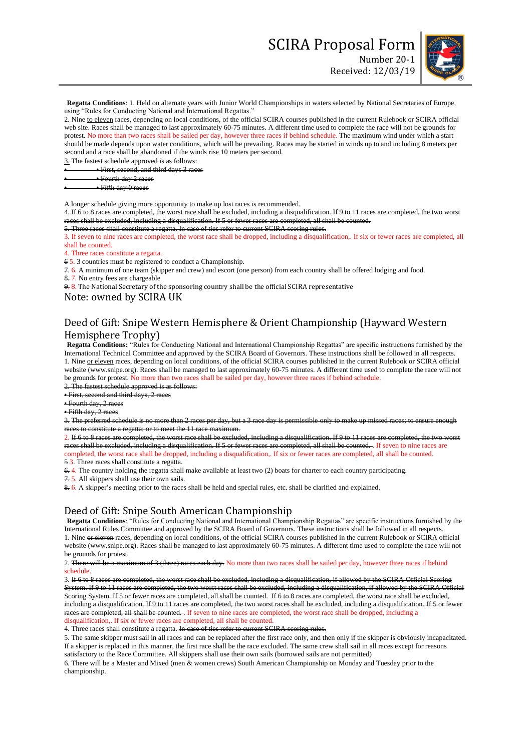**Regatta Conditions**: 1. Held on alternate years with Junior World Championships in waters selected by National Secretaries of Europe, using "Rules for Conducting National and International Regattas."

2. Nine to eleven races, depending on local conditions, of the official SCIRA courses published in the current Rulebook or SCIRA official web site. Races shall be managed to last approximately 60-75 minutes. A different time used to complete the race will not be grounds for protest. No more than two races shall be sailed per day, however three races if behind schedule. The maximum wind under which a start should be made depends upon water conditions, which will be prevailing. Races may be started in winds up to and including 8 meters per second and a race shall be abandoned if the winds rise 10 meters per second.

~~3. The fastest schedule approved is as follows:~~

- ~~• First, second, and third days 3 races~~
- ~~• Fourth day 2 races~~
- ~~• Fifth day 0 races~~

~~A longer schedule giving more opportunity to make up lost races is recommended.~~

~~4. If 6 to 8 races are completed, the worst race shall be excluded, including a disqualification. If 9 to 11 races are completed, the two worst races shall be excluded, including a disqualification. If 5 or fewer races are completed, all shall be counted.~~

~~5. Three races shall constitute a regatta. In case of ties refer to current SCIRA scoring rules.~~

3. If seven to nine races are completed, the worst race shall be dropped, including a disqualification,. If six or fewer races are completed, all shall be counted.

4. Three races constitute a regatta.

~~6~~ 5. 3 countries must be registered to conduct a Championship.

~~7.~~ 6. A minimum of one team (skipper and crew) and escort (one person) from each country shall be offered lodging and food.

~~8.~~ 7. No entry fees are chargeable

~~9.~~ 8. The National Secretary of the sponsoring country shall be the official SCIRA representative

Note: owned by SCIRA UK

## Deed of Gift: Snipe Western Hemisphere & Orient Championship (Hayward Western Hemisphere Trophy)

**Regatta Conditions:** "Rules for Conducting National and International Championship Regattas" are specific instructions furnished by the International Technical Committee and approved by the SCIRA Board of Governors. These instructions shall be followed in all respects.

1. Nine or eleven races, depending on local conditions, of the official SCIRA courses published in the current Rulebook or SCIRA official website (www.snipe.org). Races shall be managed to last approximately 60-75 minutes. A different time used to complete the race will not be grounds for protest. No more than two races shall be sailed per day, however three races if behind schedule.

~~2. The fastest schedule approved is as follows:~~

~~• First, second and third days, 2 races~~

~~• Fourth day, 2 races~~

~~• Fifth day, 2 races~~

~~3. The preferred schedule is no more than 2 races per day, but a 3 race day is permissible only to make up missed races; to ensure enough races to constitute a regatta; or to meet the 11 race maximum.~~

2. ~~If 6 to 8 races are completed, the worst race shall be excluded, including a disqualification. If 9 to 11 races are completed, the two worst races shall be excluded, including a disqualification. If 5 or fewer races are completed, all shall be counted.~~. If seven to nine races are completed, the worst race shall be dropped, including a disqualification,. If six or fewer races are completed, all shall be counted.

~~5~~ 3. Three races shall constitute a regatta.

~~6.~~ 4. The country holding the regatta shall make available at least two (2) boats for charter to each country participating.

~~7.~~ 5. All skippers shall use their own sails.

~~8.~~ 6. A skipper's meeting prior to the races shall be held and special rules, etc. shall be clarified and explained.

## Deed of Gift: Snipe South American Championship

**Regatta Conditions**: "Rules for Conducting National and International Championship Regattas" are specific instructions furnished by the International Rules Committee and approved by the SCIRA Board of Governors. These instructions shall be followed in all respects.

1. Nine ~~or eleven~~ races, depending on local conditions, of the official SCIRA courses published in the current Rulebook or SCIRA official website (www.snipe.org). Races shall be managed to last approximately 60-75 minutes. A different time used to complete the race will not be grounds for protest.

2. ~~There will be a maximum of 3 (three) races each day.~~ No more than two races shall be sailed per day, however three races if behind schedule.

3. ~~If 6 to 8 races are completed, the worst race shall be excluded, including a disqualification, if allowed by the SCIRA Official Scoring System. If 9 to 11 races are completed, the two worst races shall be excluded, including a disqualification, if allowed by the SCIRA Official Scoring System. If 5 or fewer races are completed, all shall be counted. If 6 to 8 races are completed, the worst race shall be excluded, including a disqualification. If 9 to 11 races are completed, the two worst races shall be excluded, including a disqualification. If 5 or fewer races are completed, all shall be counted.~~. If seven to nine races are completed, the worst race shall be dropped, including a disqualification,. If six or fewer races are completed, all shall be counted.

4. Three races shall constitute a regatta. ~~In case of ties refer to current SCIRA scoring rules.~~

5. The same skipper must sail in all races and can be replaced after the first race only, and then only if the skipper is obviously incapacitated. If a skipper is replaced in this manner, the first race shall be the race excluded. The same crew shall sail in all races except for reasons satisfactory to the Race Committee. All skippers shall use their own sails (borrowed sails are not permitted)

6. There will be a Master and Mixed (men & women crews) South American Championship on Monday and Tuesday prior to the championship.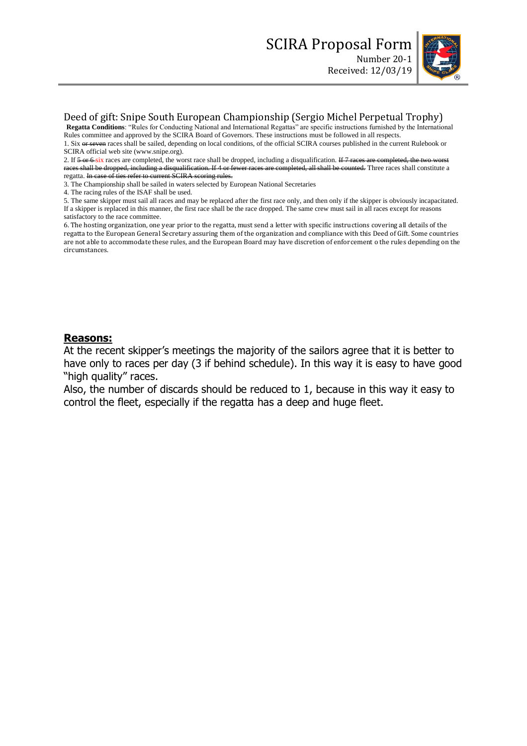# SCIRA Proposal Form

Number 20-1
Received: 12/03/19

## Deed of gift: Snipe South European Championship (Sergio Michel Perpetual Trophy)

**Regatta Conditions**: "Rules for Conducting National and International Regattas" are specific instructions furnished by the International Rules committee and approved by the SCIRA Board of Governors. These instructions must be followed in all respects.

1. Six ~~or seven~~ races shall be sailed, depending on local conditions, of the official SCIRA courses published in the current Rulebook or SCIRA official web site (www.snipe.org).

2. If ~~5 or 6~~ six races are completed, the worst race shall be dropped, including a disqualification. ~~If 7 races are completed, the two worst races shall be dropped, including a disqualification. If 4 or fewer races are completed, all shall be counted.~~ Three races shall constitute a regatta. ~~In case of ties refer to current SCIRA scoring rules.~~

3. The Championship shall be sailed in waters selected by European National Secretaries

4. The racing rules of the ISAF shall be used.

5. The same skipper must sail all races and may be replaced after the first race only, and then only if the skipper is obviously incapacitated. If a skipper is replaced in this manner, the first race shall be the race dropped. The same crew must sail in all races except for reasons satisfactory to the race committee.

6. The hosting organization, one year prior to the regatta, must send a letter with specific instructions covering all details of the regatta to the European General Secretary assuring them of the organization and compliance with this Deed of Gift. Some countries are not able to accommodate these rules, and the European Board may have discretion of enforcement o the rules depending on the circumstances.

## Reasons:

At the recent skipper's meetings the majority of the sailors agree that it is better to have only to races per day (3 if behind schedule). In this way it is easy to have good "high quality" races.

Also, the number of discards should be reduced to 1, because in this way it easy to control the fleet, especially if the regatta has a deep and huge fleet.